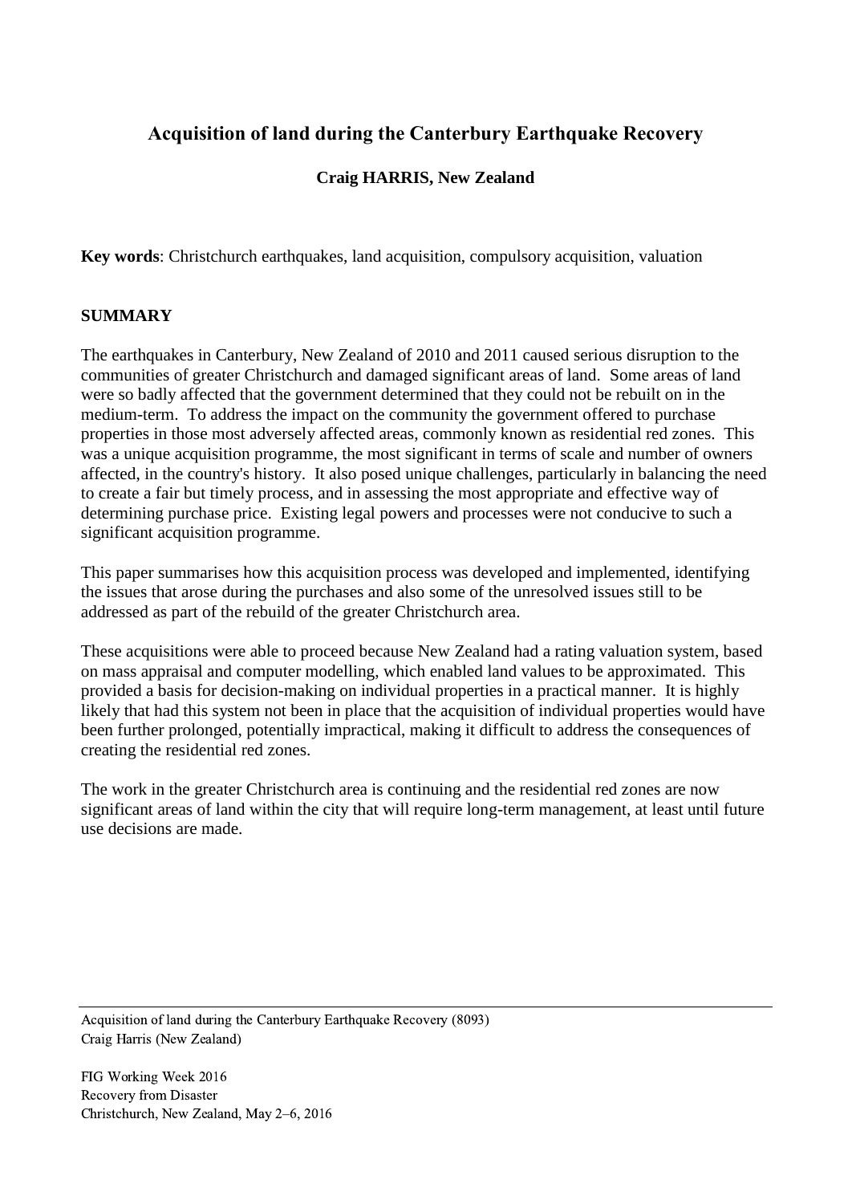# Acquisition of land during the Canterbury Earthquake Recovery

**Craig HARRIS, New Zealand**

**Key words**: Christchurch earthquakes, land acquisition, compulsory acquisition, valuation

## SUMMARY

The earthquakes in Canterbury, New Zealand of 2010 and 2011 caused serious disruption to the communities of greater Christchurch and damaged significant areas of land. Some areas of land were so badly affected that the government determined that they could not be rebuilt on in the medium-term. To address the impact on the community the government offered to purchase properties in those most adversely affected areas, commonly known as residential red zones. This was a unique acquisition programme, the most significant in terms of scale and number of owners affected, in the country's history. It also posed unique challenges, particularly in balancing the need to create a fair but timely process, and in assessing the most appropriate and effective way of determining purchase price. Existing legal powers and processes were not conducive to such a significant acquisition programme.

This paper summarises how this acquisition process was developed and implemented, identifying the issues that arose during the purchases and also some of the unresolved issues still to be addressed as part of the rebuild of the greater Christchurch area.

These acquisitions were able to proceed because New Zealand had a rating valuation system, based on mass appraisal and computer modelling, which enabled land values to be approximated. This provided a basis for decision-making on individual properties in a practical manner. It is highly likely that had this system not been in place that the acquisition of individual properties would have been further prolonged, potentially impractical, making it difficult to address the consequences of creating the residential red zones.

The work in the greater Christchurch area is continuing and the residential red zones are now significant areas of land within the city that will require long-term management, at least until future use decisions are made.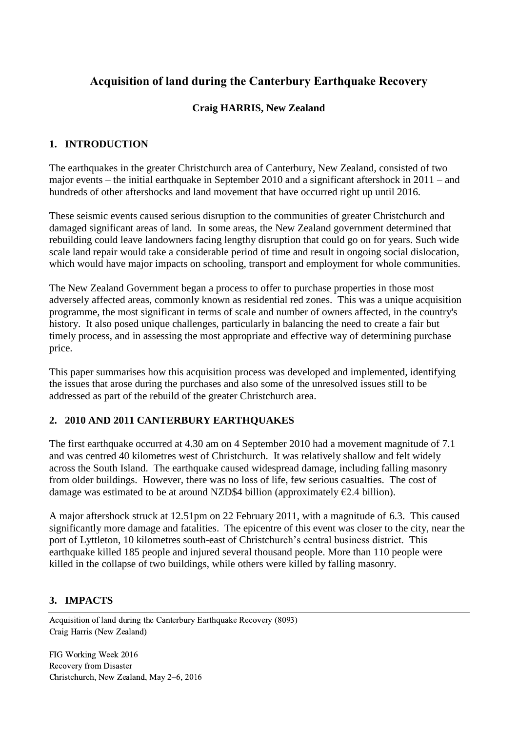# Acquisition of land during the Canterbury Earthquake Recovery

**Craig HARRIS, New Zealand**

## 1. INTRODUCTION

The earthquakes in the greater Christchurch area of Canterbury, New Zealand, consisted of two major events – the initial earthquake in September 2010 and a significant aftershock in 2011 – and hundreds of other aftershocks and land movement that have occurred right up until 2016.

These seismic events caused serious disruption to the communities of greater Christchurch and damaged significant areas of land. In some areas, the New Zealand government determined that rebuilding could leave landowners facing lengthy disruption that could go on for years. Such wide scale land repair would take a considerable period of time and result in ongoing social dislocation, which would have major impacts on schooling, transport and employment for whole communities.

The New Zealand Government began a process to offer to purchase properties in those most adversely affected areas, commonly known as residential red zones. This was a unique acquisition programme, the most significant in terms of scale and number of owners affected, in the country's history. It also posed unique challenges, particularly in balancing the need to create a fair but timely process, and in assessing the most appropriate and effective way of determining purchase price.

This paper summarises how this acquisition process was developed and implemented, identifying the issues that arose during the purchases and also some of the unresolved issues still to be addressed as part of the rebuild of the greater Christchurch area.

## 2. 2010 AND 2011 CANTERBURY EARTHQUAKES

The first earthquake occurred at 4.30 am on 4 September 2010 had a movement magnitude of 7.1 and was centred 40 kilometres west of Christchurch. It was relatively shallow and felt widely across the South Island. The earthquake caused widespread damage, including falling masonry from older buildings. However, there was no loss of life, few serious casualties. The cost of damage was estimated to be at around NZD$4 billion (approximately €2.4 billion).

A major aftershock struck at 12.51pm on 22 February 2011, with a magnitude of 6.3. This caused significantly more damage and fatalities. The epicentre of this event was closer to the city, near the port of Lyttleton, 10 kilometres south-east of Christchurch's central business district. This earthquake killed 185 people and injured several thousand people. More than 110 people were killed in the collapse of two buildings, while others were killed by falling masonry.

## 3. IMPACTS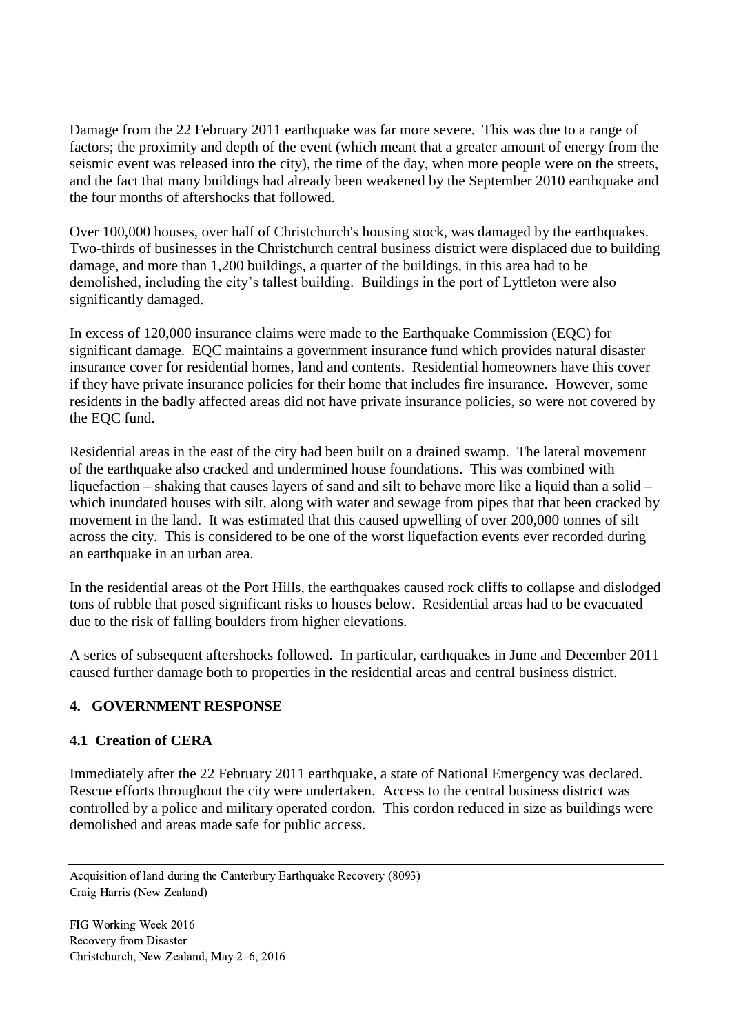Damage from the 22 February 2011 earthquake was far more severe. This was due to a range of factors; the proximity and depth of the event (which meant that a greater amount of energy from the seismic event was released into the city), the time of the day, when more people were on the streets, and the fact that many buildings had already been weakened by the September 2010 earthquake and the four months of aftershocks that followed.

Over 100,000 houses, over half of Christchurch's housing stock, was damaged by the earthquakes. Two-thirds of businesses in the Christchurch central business district were displaced due to building damage, and more than 1,200 buildings, a quarter of the buildings, in this area had to be demolished, including the city's tallest building. Buildings in the port of Lyttleton were also significantly damaged.

In excess of 120,000 insurance claims were made to the Earthquake Commission (EQC) for significant damage. EQC maintains a government insurance fund which provides natural disaster insurance cover for residential homes, land and contents. Residential homeowners have this cover if they have private insurance policies for their home that includes fire insurance. However, some residents in the badly affected areas did not have private insurance policies, so were not covered by the EQC fund.

Residential areas in the east of the city had been built on a drained swamp. The lateral movement of the earthquake also cracked and undermined house foundations. This was combined with liquefaction – shaking that causes layers of sand and silt to behave more like a liquid than a solid – which inundated houses with silt, along with water and sewage from pipes that that been cracked by movement in the land. It was estimated that this caused upwelling of over 200,000 tonnes of silt across the city. This is considered to be one of the worst liquefaction events ever recorded during an earthquake in an urban area.

In the residential areas of the Port Hills, the earthquakes caused rock cliffs to collapse and dislodged tons of rubble that posed significant risks to houses below. Residential areas had to be evacuated due to the risk of falling boulders from higher elevations.

A series of subsequent aftershocks followed. In particular, earthquakes in June and December 2011 caused further damage both to properties in the residential areas and central business district.

## 4. GOVERNMENT RESPONSE

### 4.1 Creation of CERA

Immediately after the 22 February 2011 earthquake, a state of National Emergency was declared. Rescue efforts throughout the city were undertaken. Access to the central business district was controlled by a police and military operated cordon. This cordon reduced in size as buildings were demolished and areas made safe for public access.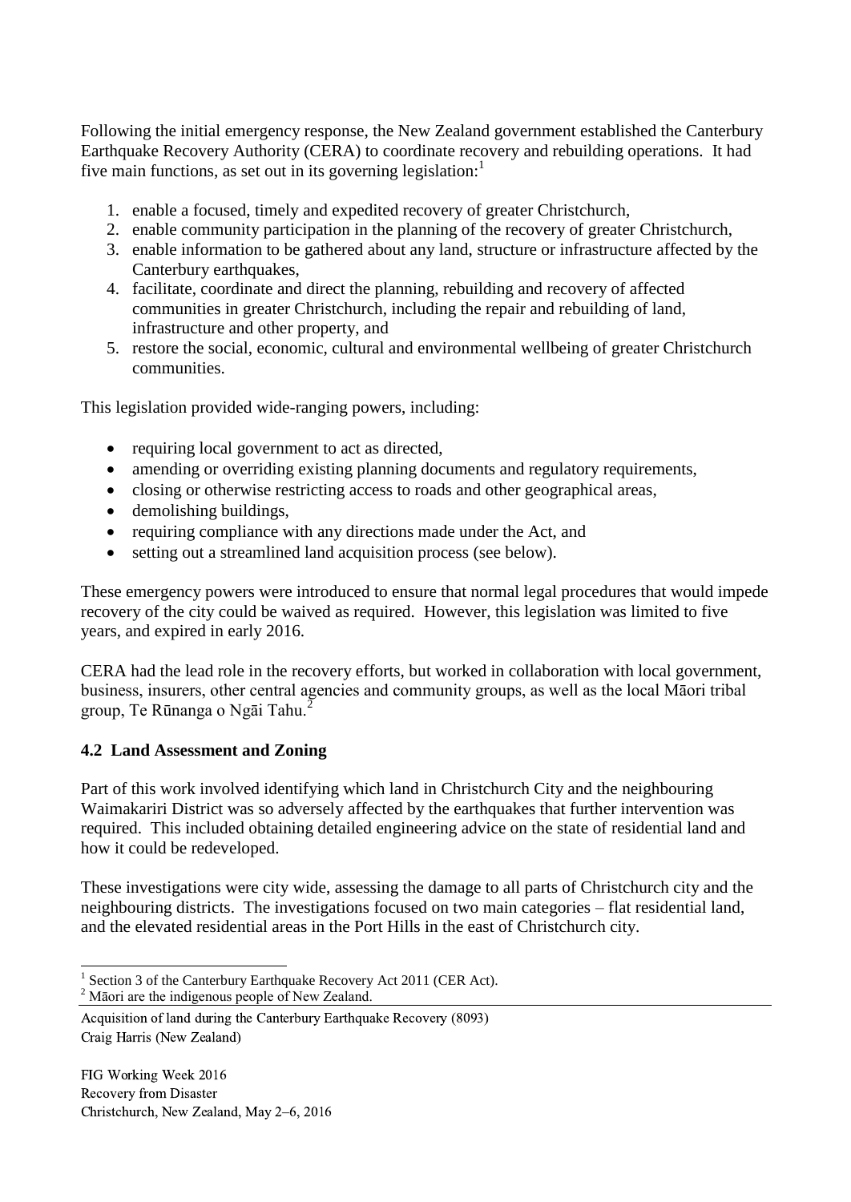Following the initial emergency response, the New Zealand government established the Canterbury Earthquake Recovery Authority (CERA) to coordinate recovery and rebuilding operations. It had five main functions, as set out in its governing legislation:[1]

1. enable a focused, timely and expedited recovery of greater Christchurch,
2. enable community participation in the planning of the recovery of greater Christchurch,
3. enable information to be gathered about any land, structure or infrastructure affected by the Canterbury earthquakes,
4. facilitate, coordinate and direct the planning, rebuilding and recovery of affected communities in greater Christchurch, including the repair and rebuilding of land, infrastructure and other property, and
5. restore the social, economic, cultural and environmental wellbeing of greater Christchurch communities.

This legislation provided wide-ranging powers, including:

- requiring local government to act as directed,
- amending or overriding existing planning documents and regulatory requirements,
- closing or otherwise restricting access to roads and other geographical areas,
- demolishing buildings,
- requiring compliance with any directions made under the Act, and
- setting out a streamlined land acquisition process (see below).

These emergency powers were introduced to ensure that normal legal procedures that would impede recovery of the city could be waived as required. However, this legislation was limited to five years, and expired in early 2016.

CERA had the lead role in the recovery efforts, but worked in collaboration with local government, business, insurers, other central agencies and community groups, as well as the local Māori tribal group, Te Rūnanga o Ngāi Tahu.[2]

### 4.2 Land Assessment and Zoning

Part of this work involved identifying which land in Christchurch City and the neighbouring Waimakariri District was so adversely affected by the earthquakes that further intervention was required. This included obtaining detailed engineering advice on the state of residential land and how it could be redeveloped.

These investigations were city wide, assessing the damage to all parts of Christchurch city and the neighbouring districts. The investigations focused on two main categories – flat residential land, and the elevated residential areas in the Port Hills in the east of Christchurch city.

---

[1] Section 3 of the Canterbury Earthquake Recovery Act 2011 (CER Act).

[2] Māori are the indigenous people of New Zealand.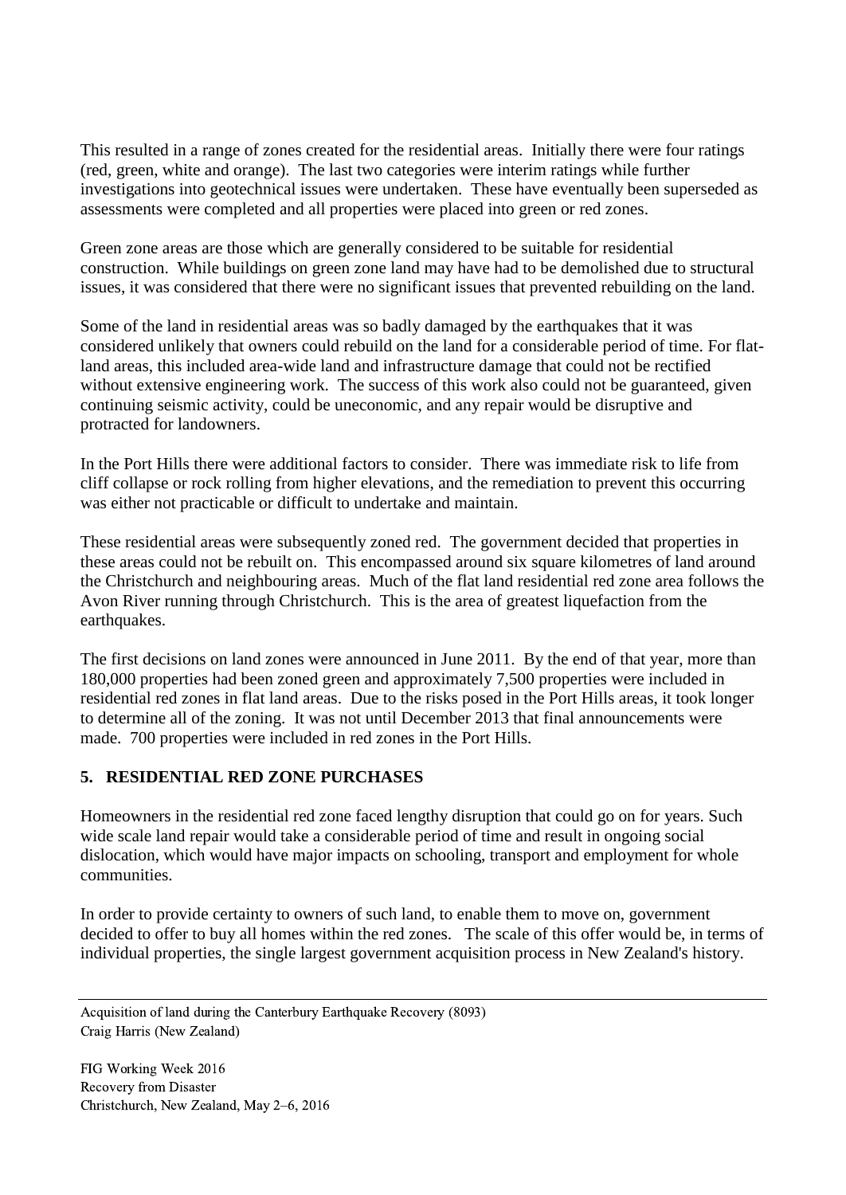This resulted in a range of zones created for the residential areas. Initially there were four ratings (red, green, white and orange). The last two categories were interim ratings while further investigations into geotechnical issues were undertaken. These have eventually been superseded as assessments were completed and all properties were placed into green or red zones.

Green zone areas are those which are generally considered to be suitable for residential construction. While buildings on green zone land may have had to be demolished due to structural issues, it was considered that there were no significant issues that prevented rebuilding on the land.

Some of the land in residential areas was so badly damaged by the earthquakes that it was considered unlikely that owners could rebuild on the land for a considerable period of time. For flat-land areas, this included area-wide land and infrastructure damage that could not be rectified without extensive engineering work. The success of this work also could not be guaranteed, given continuing seismic activity, could be uneconomic, and any repair would be disruptive and protracted for landowners.

In the Port Hills there were additional factors to consider. There was immediate risk to life from cliff collapse or rock rolling from higher elevations, and the remediation to prevent this occurring was either not practicable or difficult to undertake and maintain.

These residential areas were subsequently zoned red. The government decided that properties in these areas could not be rebuilt on. This encompassed around six square kilometres of land around the Christchurch and neighbouring areas. Much of the flat land residential red zone area follows the Avon River running through Christchurch. This is the area of greatest liquefaction from the earthquakes.

The first decisions on land zones were announced in June 2011. By the end of that year, more than 180,000 properties had been zoned green and approximately 7,500 properties were included in residential red zones in flat land areas. Due to the risks posed in the Port Hills areas, it took longer to determine all of the zoning. It was not until December 2013 that final announcements were made. 700 properties were included in red zones in the Port Hills.

## 5. RESIDENTIAL RED ZONE PURCHASES

Homeowners in the residential red zone faced lengthy disruption that could go on for years. Such wide scale land repair would take a considerable period of time and result in ongoing social dislocation, which would have major impacts on schooling, transport and employment for whole communities.

In order to provide certainty to owners of such land, to enable them to move on, government decided to offer to buy all homes within the red zones. The scale of this offer would be, in terms of individual properties, the single largest government acquisition process in New Zealand's history.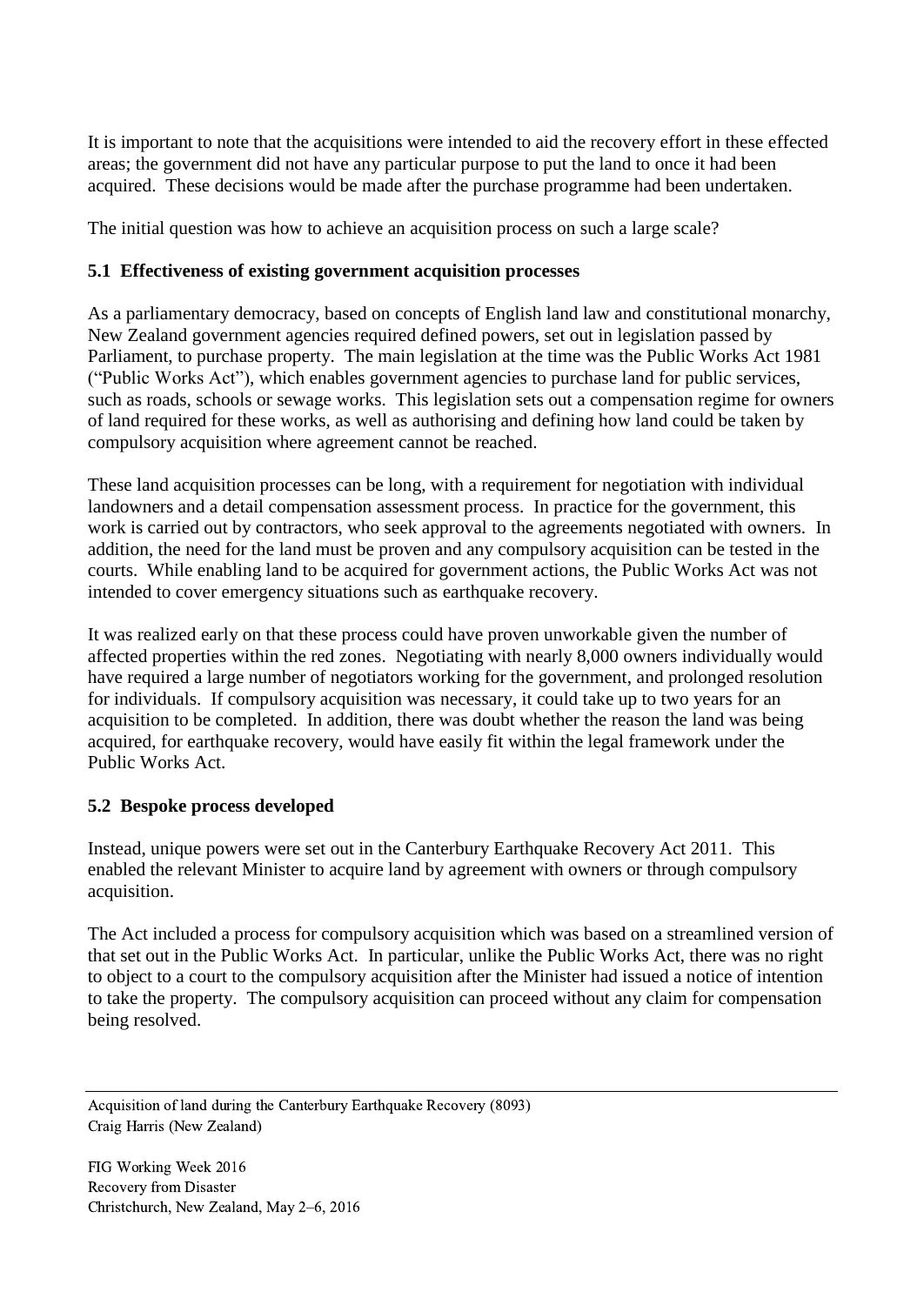It is important to note that the acquisitions were intended to aid the recovery effort in these effected areas; the government did not have any particular purpose to put the land to once it had been acquired. These decisions would be made after the purchase programme had been undertaken.

The initial question was how to achieve an acquisition process on such a large scale?

### 5.1 Effectiveness of existing government acquisition processes

As a parliamentary democracy, based on concepts of English land law and constitutional monarchy, New Zealand government agencies required defined powers, set out in legislation passed by Parliament, to purchase property. The main legislation at the time was the Public Works Act 1981 ("Public Works Act"), which enables government agencies to purchase land for public services, such as roads, schools or sewage works. This legislation sets out a compensation regime for owners of land required for these works, as well as authorising and defining how land could be taken by compulsory acquisition where agreement cannot be reached.

These land acquisition processes can be long, with a requirement for negotiation with individual landowners and a detail compensation assessment process. In practice for the government, this work is carried out by contractors, who seek approval to the agreements negotiated with owners. In addition, the need for the land must be proven and any compulsory acquisition can be tested in the courts. While enabling land to be acquired for government actions, the Public Works Act was not intended to cover emergency situations such as earthquake recovery.

It was realized early on that these process could have proven unworkable given the number of affected properties within the red zones. Negotiating with nearly 8,000 owners individually would have required a large number of negotiators working for the government, and prolonged resolution for individuals. If compulsory acquisition was necessary, it could take up to two years for an acquisition to be completed. In addition, there was doubt whether the reason the land was being acquired, for earthquake recovery, would have easily fit within the legal framework under the Public Works Act.

### 5.2 Bespoke process developed

Instead, unique powers were set out in the Canterbury Earthquake Recovery Act 2011. This enabled the relevant Minister to acquire land by agreement with owners or through compulsory acquisition.

The Act included a process for compulsory acquisition which was based on a streamlined version of that set out in the Public Works Act. In particular, unlike the Public Works Act, there was no right to object to a court to the compulsory acquisition after the Minister had issued a notice of intention to take the property. The compulsory acquisition can proceed without any claim for compensation being resolved.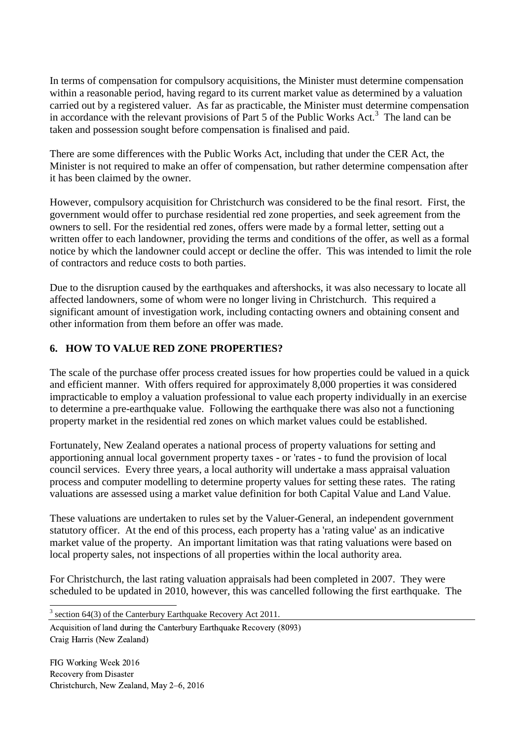In terms of compensation for compulsory acquisitions, the Minister must determine compensation within a reasonable period, having regard to its current market value as determined by a valuation carried out by a registered valuer. As far as practicable, the Minister must determine compensation in accordance with the relevant provisions of Part 5 of the Public Works Act.[3] The land can be taken and possession sought before compensation is finalised and paid.

There are some differences with the Public Works Act, including that under the CER Act, the Minister is not required to make an offer of compensation, but rather determine compensation after it has been claimed by the owner.

However, compulsory acquisition for Christchurch was considered to be the final resort. First, the government would offer to purchase residential red zone properties, and seek agreement from the owners to sell. For the residential red zones, offers were made by a formal letter, setting out a written offer to each landowner, providing the terms and conditions of the offer, as well as a formal notice by which the landowner could accept or decline the offer. This was intended to limit the role of contractors and reduce costs to both parties.

Due to the disruption caused by the earthquakes and aftershocks, it was also necessary to locate all affected landowners, some of whom were no longer living in Christchurch. This required a significant amount of investigation work, including contacting owners and obtaining consent and other information from them before an offer was made.

## 6. HOW TO VALUE RED ZONE PROPERTIES?

The scale of the purchase offer process created issues for how properties could be valued in a quick and efficient manner. With offers required for approximately 8,000 properties it was considered impracticable to employ a valuation professional to value each property individually in an exercise to determine a pre-earthquake value. Following the earthquake there was also not a functioning property market in the residential red zones on which market values could be established.

Fortunately, New Zealand operates a national process of property valuations for setting and apportioning annual local government property taxes - or 'rates - to fund the provision of local council services. Every three years, a local authority will undertake a mass appraisal valuation process and computer modelling to determine property values for setting these rates. The rating valuations are assessed using a market value definition for both Capital Value and Land Value.

These valuations are undertaken to rules set by the Valuer-General, an independent government statutory officer. At the end of this process, each property has a 'rating value' as an indicative market value of the property. An important limitation was that rating valuations were based on local property sales, not inspections of all properties within the local authority area.

For Christchurch, the last rating valuation appraisals had been completed in 2007. They were scheduled to be updated in 2010, however, this was cancelled following the first earthquake. The

[3] section 64(3) of the Canterbury Earthquake Recovery Act 2011.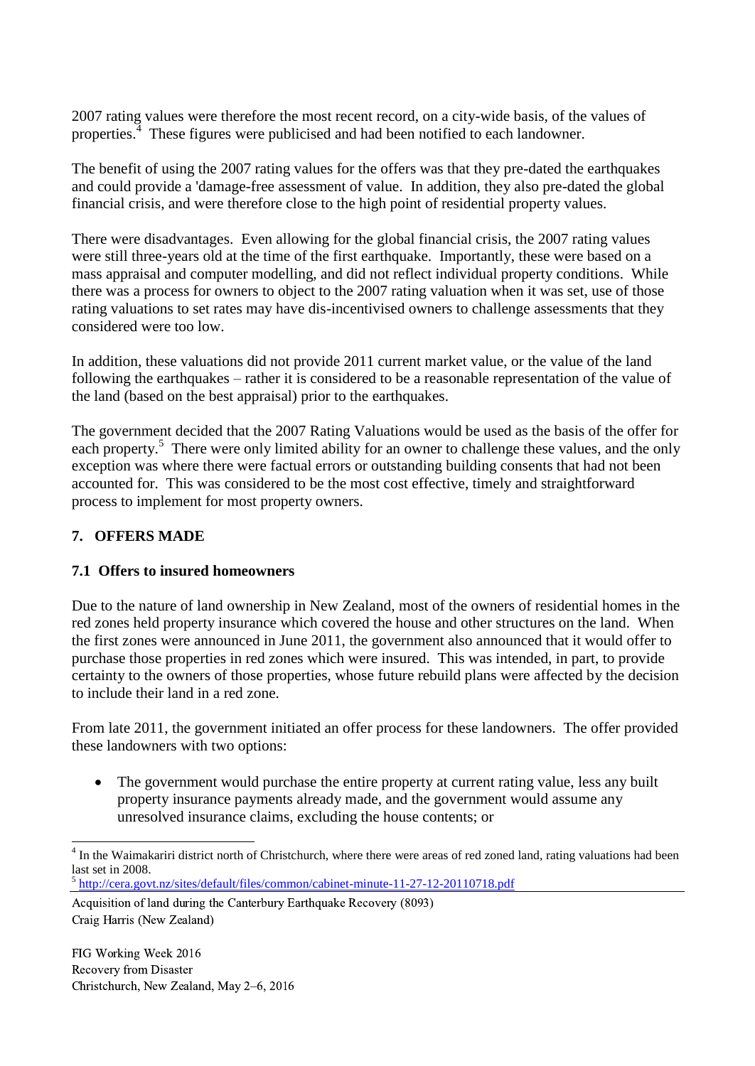2007 rating values were therefore the most recent record, on a city-wide basis, of the values of properties.[4] These figures were publicised and had been notified to each landowner.

The benefit of using the 2007 rating values for the offers was that they pre-dated the earthquakes and could provide a 'damage-free assessment of value. In addition, they also pre-dated the global financial crisis, and were therefore close to the high point of residential property values.

There were disadvantages. Even allowing for the global financial crisis, the 2007 rating values were still three-years old at the time of the first earthquake. Importantly, these were based on a mass appraisal and computer modelling, and did not reflect individual property conditions. While there was a process for owners to object to the 2007 rating valuation when it was set, use of those rating valuations to set rates may have dis-incentivised owners to challenge assessments that they considered were too low.

In addition, these valuations did not provide 2011 current market value, or the value of the land following the earthquakes – rather it is considered to be a reasonable representation of the value of the land (based on the best appraisal) prior to the earthquakes.

The government decided that the 2007 Rating Valuations would be used as the basis of the offer for each property.[5] There were only limited ability for an owner to challenge these values, and the only exception was where there were factual errors or outstanding building consents that had not been accounted for. This was considered to be the most cost effective, timely and straightforward process to implement for most property owners.

## 7. OFFERS MADE

### 7.1 Offers to insured homeowners

Due to the nature of land ownership in New Zealand, most of the owners of residential homes in the red zones held property insurance which covered the house and other structures on the land. When the first zones were announced in June 2011, the government also announced that it would offer to purchase those properties in red zones which were insured. This was intended, in part, to provide certainty to the owners of those properties, whose future rebuild plans were affected by the decision to include their land in a red zone.

From late 2011, the government initiated an offer process for these landowners. The offer provided these landowners with two options:

- The government would purchase the entire property at current rating value, less any built property insurance payments already made, and the government would assume any unresolved insurance claims, excluding the house contents; or

[4] In the Waimakariri district north of Christchurch, where there were areas of red zoned land, rating valuations had been last set in 2008.

[5] http://cera.govt.nz/sites/default/files/common/cabinet-minute-11-27-12-20110718.pdf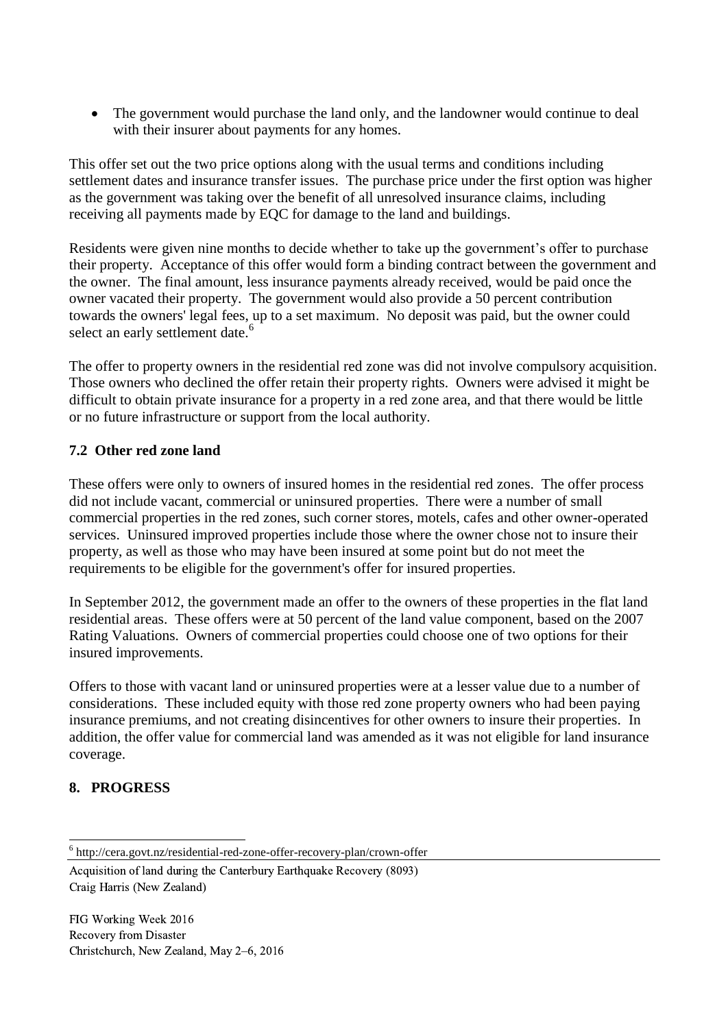- The government would purchase the land only, and the landowner would continue to deal with their insurer about payments for any homes.

This offer set out the two price options along with the usual terms and conditions including settlement dates and insurance transfer issues. The purchase price under the first option was higher as the government was taking over the benefit of all unresolved insurance claims, including receiving all payments made by EQC for damage to the land and buildings.

Residents were given nine months to decide whether to take up the government's offer to purchase their property. Acceptance of this offer would form a binding contract between the government and the owner. The final amount, less insurance payments already received, would be paid once the owner vacated their property. The government would also provide a 50 percent contribution towards the owners' legal fees, up to a set maximum. No deposit was paid, but the owner could select an early settlement date.[6]

The offer to property owners in the residential red zone was did not involve compulsory acquisition. Those owners who declined the offer retain their property rights. Owners were advised it might be difficult to obtain private insurance for a property in a red zone area, and that there would be little or no future infrastructure or support from the local authority.

### 7.2 Other red zone land

These offers were only to owners of insured homes in the residential red zones. The offer process did not include vacant, commercial or uninsured properties. There were a number of small commercial properties in the red zones, such corner stores, motels, cafes and other owner-operated services. Uninsured improved properties include those where the owner chose not to insure their property, as well as those who may have been insured at some point but do not meet the requirements to be eligible for the government's offer for insured properties.

In September 2012, the government made an offer to the owners of these properties in the flat land residential areas. These offers were at 50 percent of the land value component, based on the 2007 Rating Valuations. Owners of commercial properties could choose one of two options for their insured improvements.

Offers to those with vacant land or uninsured properties were at a lesser value due to a number of considerations. These included equity with those red zone property owners who had been paying insurance premiums, and not creating disincentives for other owners to insure their properties. In addition, the offer value for commercial land was amended as it was not eligible for land insurance coverage.

## 8. PROGRESS

[6] http://cera.govt.nz/residential-red-zone-offer-recovery-plan/crown-offer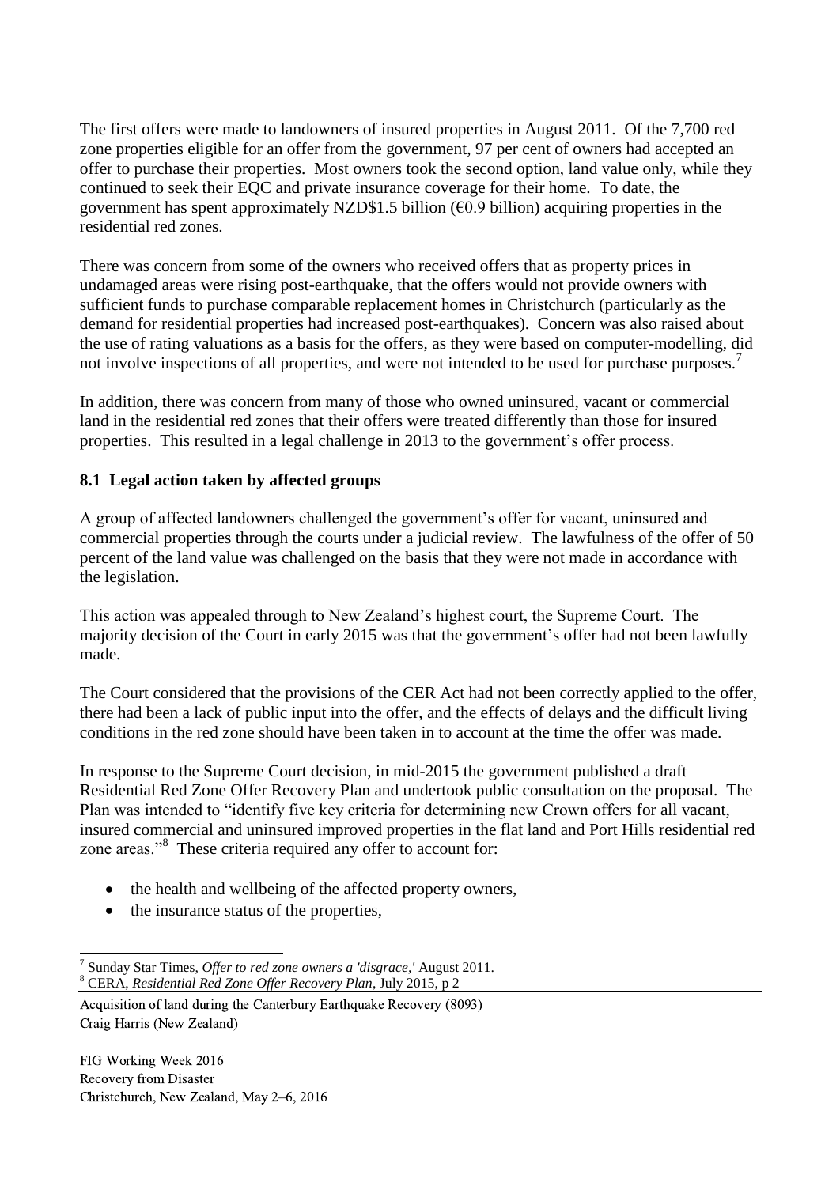The first offers were made to landowners of insured properties in August 2011. Of the 7,700 red zone properties eligible for an offer from the government, 97 per cent of owners had accepted an offer to purchase their properties. Most owners took the second option, land value only, while they continued to seek their EQC and private insurance coverage for their home. To date, the government has spent approximately NZD$1.5 billion (€0.9 billion) acquiring properties in the residential red zones.

There was concern from some of the owners who received offers that as property prices in undamaged areas were rising post-earthquake, that the offers would not provide owners with sufficient funds to purchase comparable replacement homes in Christchurch (particularly as the demand for residential properties had increased post-earthquakes). Concern was also raised about the use of rating valuations as a basis for the offers, as they were based on computer-modelling, did not involve inspections of all properties, and were not intended to be used for purchase purposes.[7]

In addition, there was concern from many of those who owned uninsured, vacant or commercial land in the residential red zones that their offers were treated differently than those for insured properties. This resulted in a legal challenge in 2013 to the government's offer process.

### 8.1 Legal action taken by affected groups

A group of affected landowners challenged the government's offer for vacant, uninsured and commercial properties through the courts under a judicial review. The lawfulness of the offer of 50 percent of the land value was challenged on the basis that they were not made in accordance with the legislation.

This action was appealed through to New Zealand's highest court, the Supreme Court. The majority decision of the Court in early 2015 was that the government's offer had not been lawfully made.

The Court considered that the provisions of the CER Act had not been correctly applied to the offer, there had been a lack of public input into the offer, and the effects of delays and the difficult living conditions in the red zone should have been taken in to account at the time the offer was made.

In response to the Supreme Court decision, in mid-2015 the government published a draft Residential Red Zone Offer Recovery Plan and undertook public consultation on the proposal. The Plan was intended to "identify five key criteria for determining new Crown offers for all vacant, insured commercial and uninsured improved properties in the flat land and Port Hills residential red zone areas."[8] These criteria required any offer to account for:

- the health and wellbeing of the affected property owners,
- the insurance status of the properties,

[7] Sunday Star Times, *Offer to red zone owners a 'disgrace,'* August 2011.

[8] CERA, *Residential Red Zone Offer Recovery Plan*, July 2015, p 2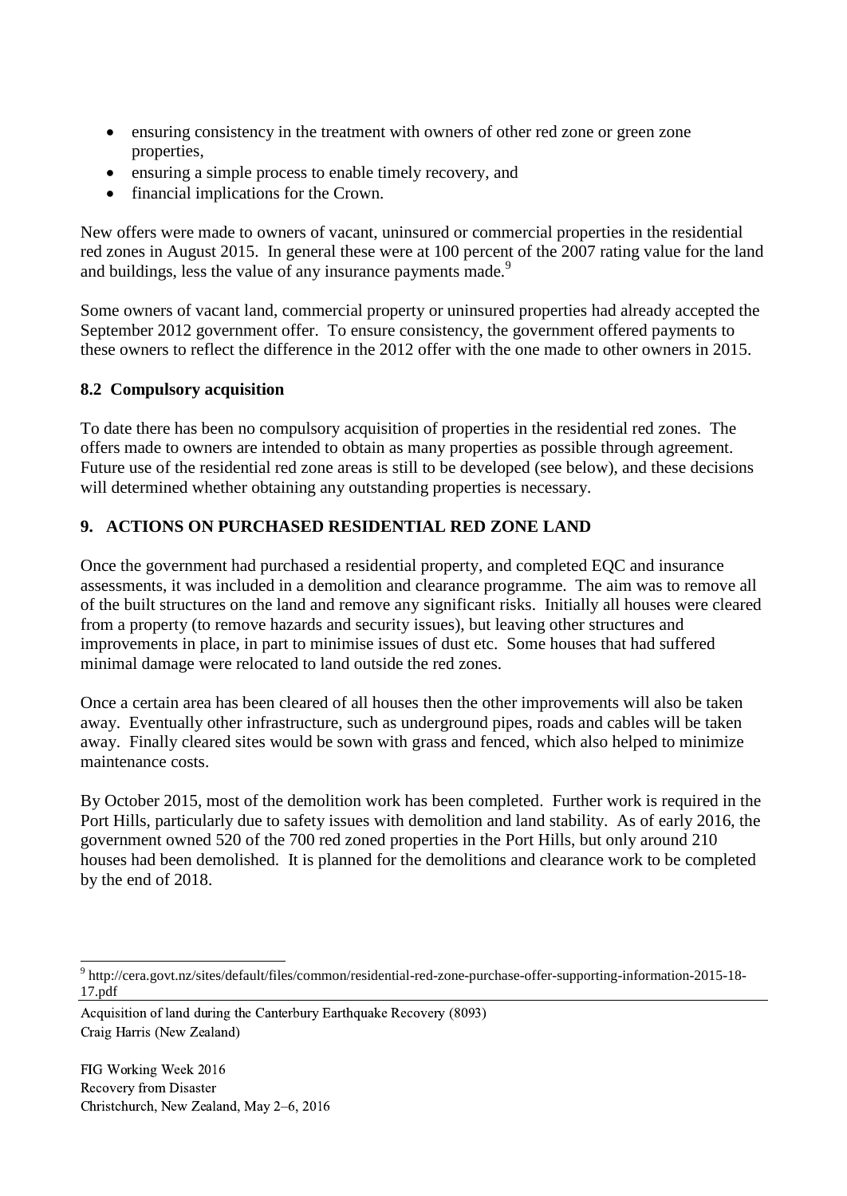- ensuring consistency in the treatment with owners of other red zone or green zone properties,
- ensuring a simple process to enable timely recovery, and
- financial implications for the Crown.

New offers were made to owners of vacant, uninsured or commercial properties in the residential red zones in August 2015. In general these were at 100 percent of the 2007 rating value for the land and buildings, less the value of any insurance payments made.[9]

Some owners of vacant land, commercial property or uninsured properties had already accepted the September 2012 government offer. To ensure consistency, the government offered payments to these owners to reflect the difference in the 2012 offer with the one made to other owners in 2015.

### 8.2 Compulsory acquisition

To date there has been no compulsory acquisition of properties in the residential red zones. The offers made to owners are intended to obtain as many properties as possible through agreement. Future use of the residential red zone areas is still to be developed (see below), and these decisions will determined whether obtaining any outstanding properties is necessary.

## 9. ACTIONS ON PURCHASED RESIDENTIAL RED ZONE LAND

Once the government had purchased a residential property, and completed EQC and insurance assessments, it was included in a demolition and clearance programme. The aim was to remove all of the built structures on the land and remove any significant risks. Initially all houses were cleared from a property (to remove hazards and security issues), but leaving other structures and improvements in place, in part to minimise issues of dust etc. Some houses that had suffered minimal damage were relocated to land outside the red zones.

Once a certain area has been cleared of all houses then the other improvements will also be taken away. Eventually other infrastructure, such as underground pipes, roads and cables will be taken away. Finally cleared sites would be sown with grass and fenced, which also helped to minimize maintenance costs.

By October 2015, most of the demolition work has been completed. Further work is required in the Port Hills, particularly due to safety issues with demolition and land stability. As of early 2016, the government owned 520 of the 700 red zoned properties in the Port Hills, but only around 210 houses had been demolished. It is planned for the demolitions and clearance work to be completed by the end of 2018.

---

[9] http://cera.govt.nz/sites/default/files/common/residential-red-zone-purchase-offer-supporting-information-2015-18-17.pdf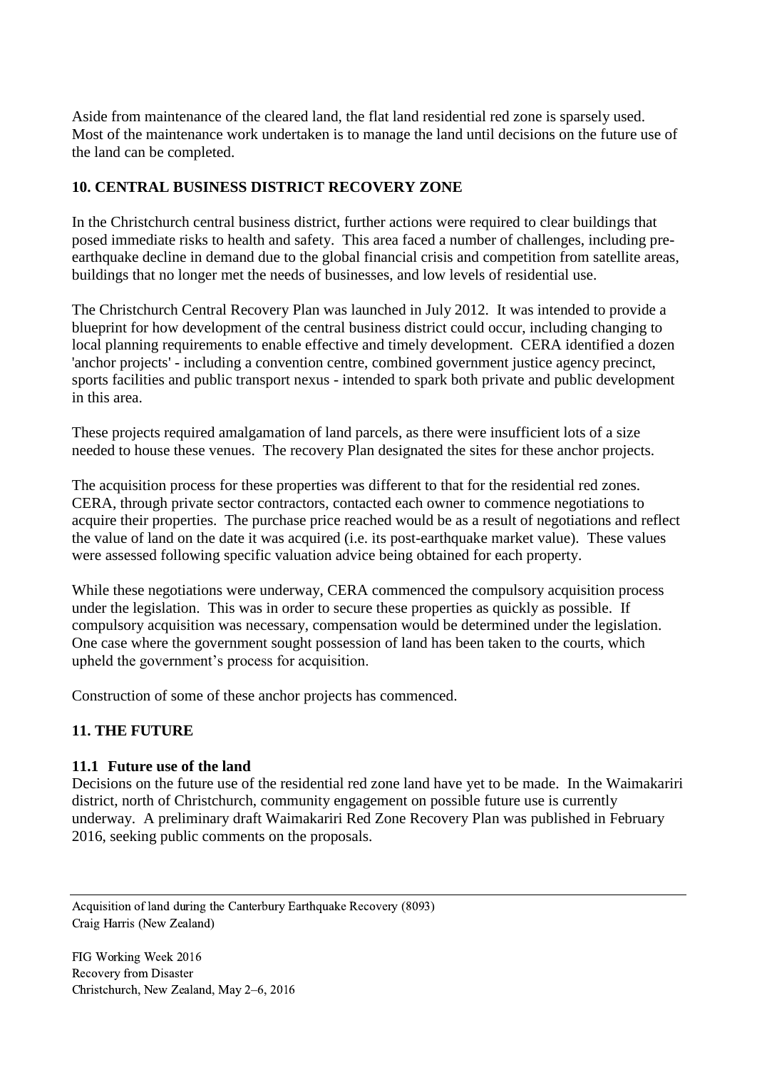Aside from maintenance of the cleared land, the flat land residential red zone is sparsely used. Most of the maintenance work undertaken is to manage the land until decisions on the future use of the land can be completed.

## 10. CENTRAL BUSINESS DISTRICT RECOVERY ZONE

In the Christchurch central business district, further actions were required to clear buildings that posed immediate risks to health and safety. This area faced a number of challenges, including pre-earthquake decline in demand due to the global financial crisis and competition from satellite areas, buildings that no longer met the needs of businesses, and low levels of residential use.

The Christchurch Central Recovery Plan was launched in July 2012. It was intended to provide a blueprint for how development of the central business district could occur, including changing to local planning requirements to enable effective and timely development. CERA identified a dozen 'anchor projects' - including a convention centre, combined government justice agency precinct, sports facilities and public transport nexus - intended to spark both private and public development in this area.

These projects required amalgamation of land parcels, as there were insufficient lots of a size needed to house these venues. The recovery Plan designated the sites for these anchor projects.

The acquisition process for these properties was different to that for the residential red zones. CERA, through private sector contractors, contacted each owner to commence negotiations to acquire their properties. The purchase price reached would be as a result of negotiations and reflect the value of land on the date it was acquired (i.e. its post-earthquake market value). These values were assessed following specific valuation advice being obtained for each property.

While these negotiations were underway, CERA commenced the compulsory acquisition process under the legislation. This was in order to secure these properties as quickly as possible. If compulsory acquisition was necessary, compensation would be determined under the legislation. One case where the government sought possession of land has been taken to the courts, which upheld the government's process for acquisition.

Construction of some of these anchor projects has commenced.

## 11. THE FUTURE

### 11.1 Future use of the land

Decisions on the future use of the residential red zone land have yet to be made. In the Waimakariri district, north of Christchurch, community engagement on possible future use is currently underway. A preliminary draft Waimakariri Red Zone Recovery Plan was published in February 2016, seeking public comments on the proposals.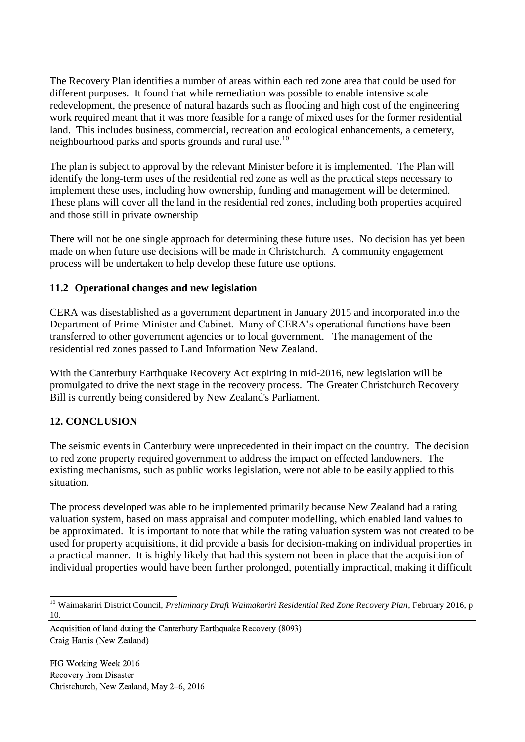The Recovery Plan identifies a number of areas within each red zone area that could be used for different purposes. It found that while remediation was possible to enable intensive scale redevelopment, the presence of natural hazards such as flooding and high cost of the engineering work required meant that it was more feasible for a range of mixed uses for the former residential land. This includes business, commercial, recreation and ecological enhancements, a cemetery, neighbourhood parks and sports grounds and rural use.[10]

The plan is subject to approval by the relevant Minister before it is implemented. The Plan will identify the long-term uses of the residential red zone as well as the practical steps necessary to implement these uses, including how ownership, funding and management will be determined. These plans will cover all the land in the residential red zones, including both properties acquired and those still in private ownership

There will not be one single approach for determining these future uses. No decision has yet been made on when future use decisions will be made in Christchurch. A community engagement process will be undertaken to help develop these future use options.

### 11.2 Operational changes and new legislation

CERA was disestablished as a government department in January 2015 and incorporated into the Department of Prime Minister and Cabinet. Many of CERA's operational functions have been transferred to other government agencies or to local government. The management of the residential red zones passed to Land Information New Zealand.

With the Canterbury Earthquake Recovery Act expiring in mid-2016, new legislation will be promulgated to drive the next stage in the recovery process. The Greater Christchurch Recovery Bill is currently being considered by New Zealand's Parliament.

## 12. CONCLUSION

The seismic events in Canterbury were unprecedented in their impact on the country. The decision to red zone property required government to address the impact on effected landowners. The existing mechanisms, such as public works legislation, were not able to be easily applied to this situation.

The process developed was able to be implemented primarily because New Zealand had a rating valuation system, based on mass appraisal and computer modelling, which enabled land values to be approximated. It is important to note that while the rating valuation system was not created to be used for property acquisitions, it did provide a basis for decision-making on individual properties in a practical manner. It is highly likely that had this system not been in place that the acquisition of individual properties would have been further prolonged, potentially impractical, making it difficult

[10] Waimakariri District Council, *Preliminary Draft Waimakariri Residential Red Zone Recovery Plan*, February 2016, p 10.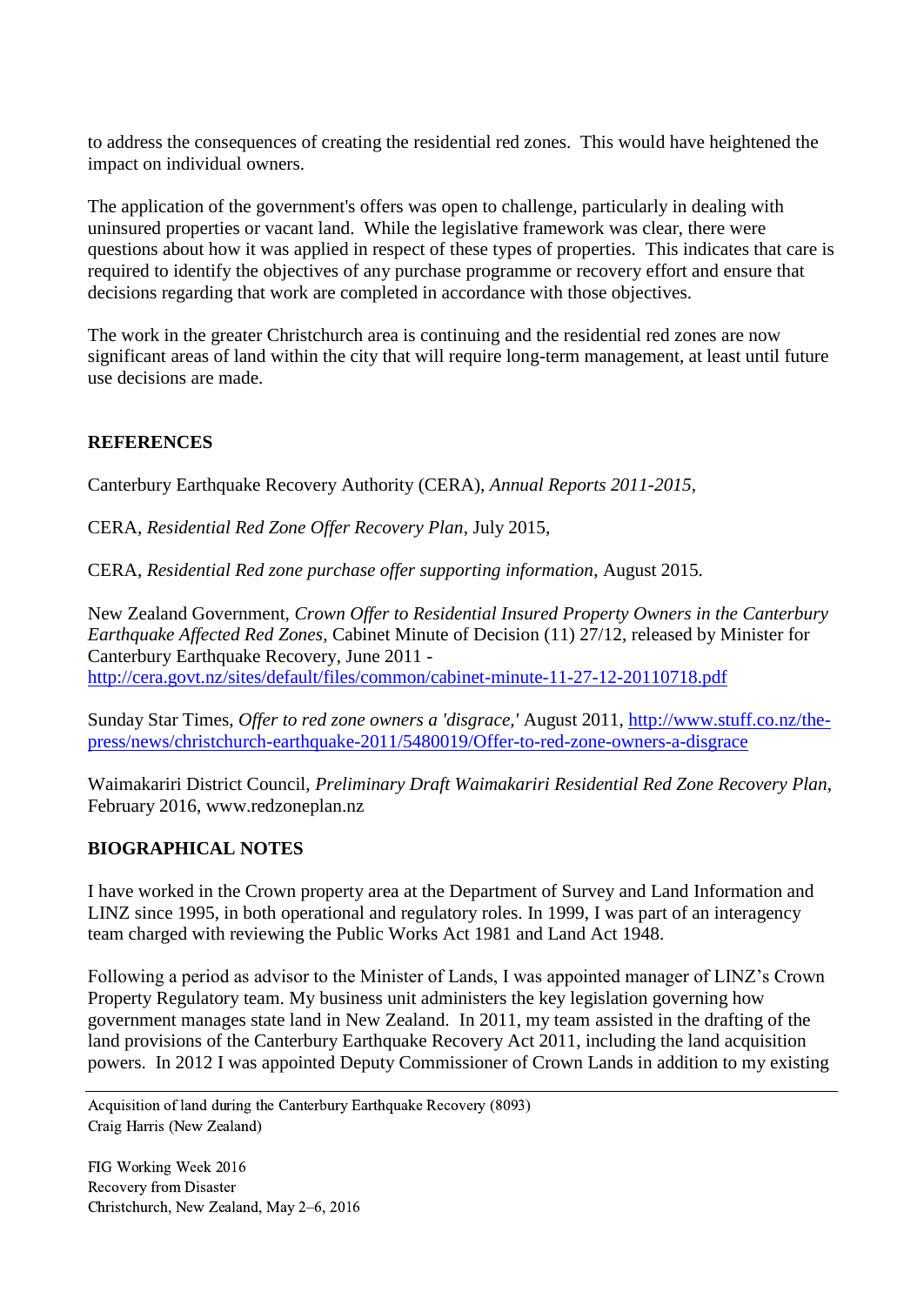to address the consequences of creating the residential red zones. This would have heightened the impact on individual owners.

The application of the government's offers was open to challenge, particularly in dealing with uninsured properties or vacant land. While the legislative framework was clear, there were questions about how it was applied in respect of these types of properties. This indicates that care is required to identify the objectives of any purchase programme or recovery effort and ensure that decisions regarding that work are completed in accordance with those objectives.

The work in the greater Christchurch area is continuing and the residential red zones are now significant areas of land within the city that will require long-term management, at least until future use decisions are made.

## REFERENCES

Canterbury Earthquake Recovery Authority (CERA), *Annual Reports 2011-2015*,

CERA, *Residential Red Zone Offer Recovery Plan*, July 2015,

CERA, *Residential Red zone purchase offer supporting information*, August 2015.

New Zealand Government, *Crown Offer to Residential Insured Property Owners in the Canterbury Earthquake Affected Red Zones*, Cabinet Minute of Decision (11) 27/12, released by Minister for Canterbury Earthquake Recovery, June 2011 - http://cera.govt.nz/sites/default/files/common/cabinet-minute-11-27-12-20110718.pdf

Sunday Star Times, *Offer to red zone owners a 'disgrace,'* August 2011, http://www.stuff.co.nz/the-press/news/christchurch-earthquake-2011/5480019/Offer-to-red-zone-owners-a-disgrace

Waimakariri District Council, *Preliminary Draft Waimakariri Residential Red Zone Recovery Plan*, February 2016, www.redzoneplan.nz

## BIOGRAPHICAL NOTES

I have worked in the Crown property area at the Department of Survey and Land Information and LINZ since 1995, in both operational and regulatory roles. In 1999, I was part of an interagency team charged with reviewing the Public Works Act 1981 and Land Act 1948.

Following a period as advisor to the Minister of Lands, I was appointed manager of LINZ's Crown Property Regulatory team. My business unit administers the key legislation governing how government manages state land in New Zealand. In 2011, my team assisted in the drafting of the land provisions of the Canterbury Earthquake Recovery Act 2011, including the land acquisition powers. In 2012 I was appointed Deputy Commissioner of Crown Lands in addition to my existing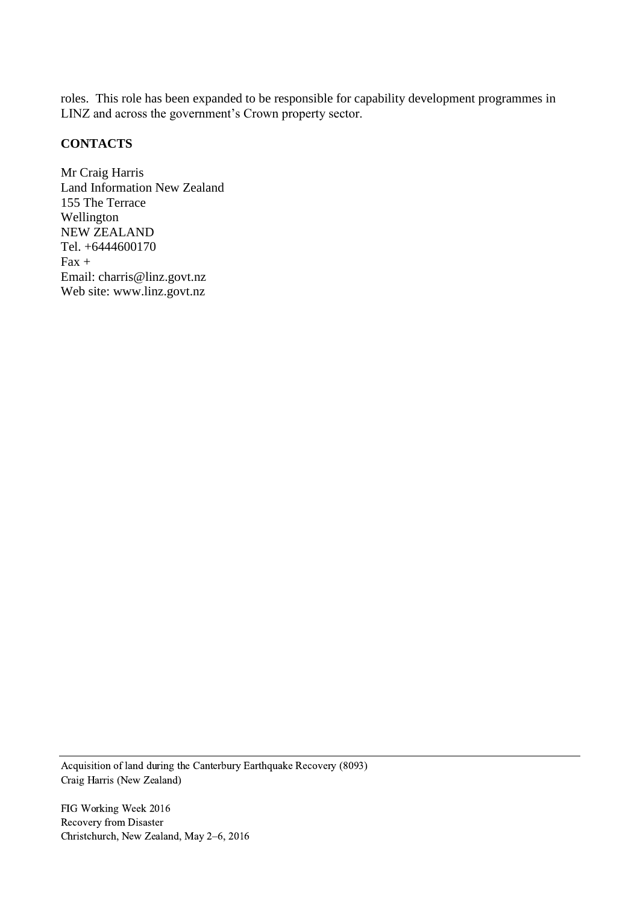roles. This role has been expanded to be responsible for capability development programmes in LINZ and across the government's Crown property sector.

## CONTACTS

Mr Craig Harris
Land Information New Zealand
155 The Terrace
Wellington
NEW ZEALAND
Tel. +6444600170
Fax +
Email: charris@linz.govt.nz
Web site: www.linz.govt.nz